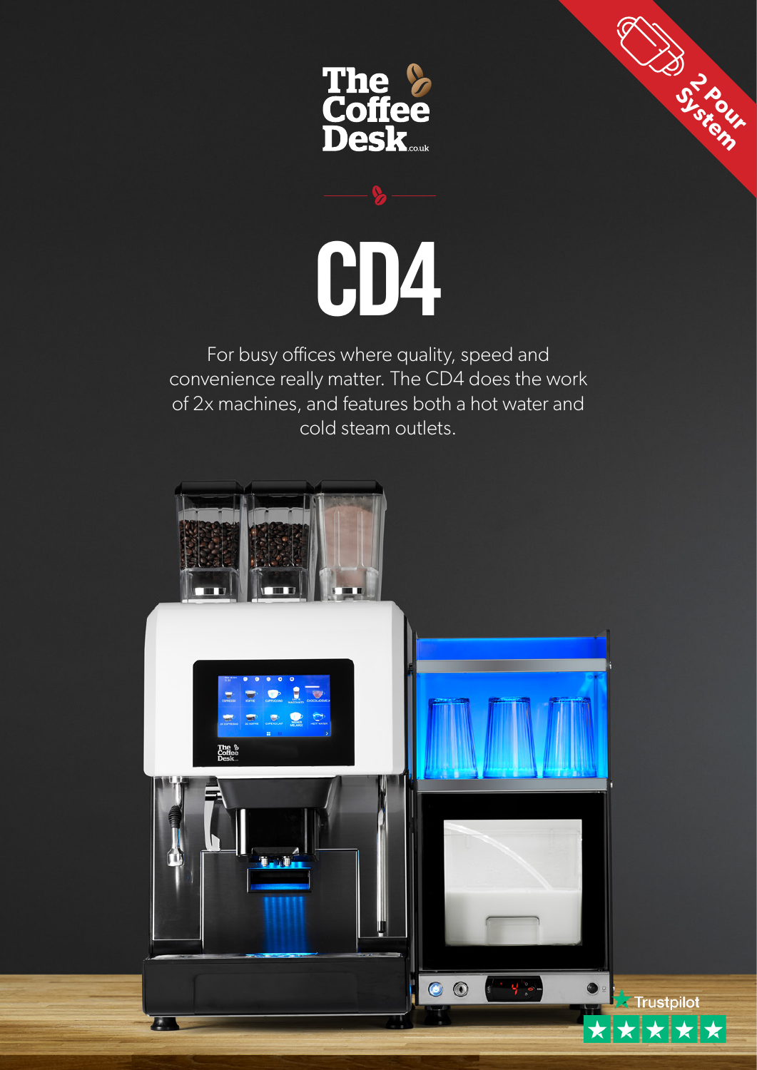The Coffee Desk.co.uk

2 Pour System

# CD4

For busy offices where quality, speed and convenience really matter. The CD4 does the work of 2x machines, and features both a hot water and cold steam outlets.

Trustpilot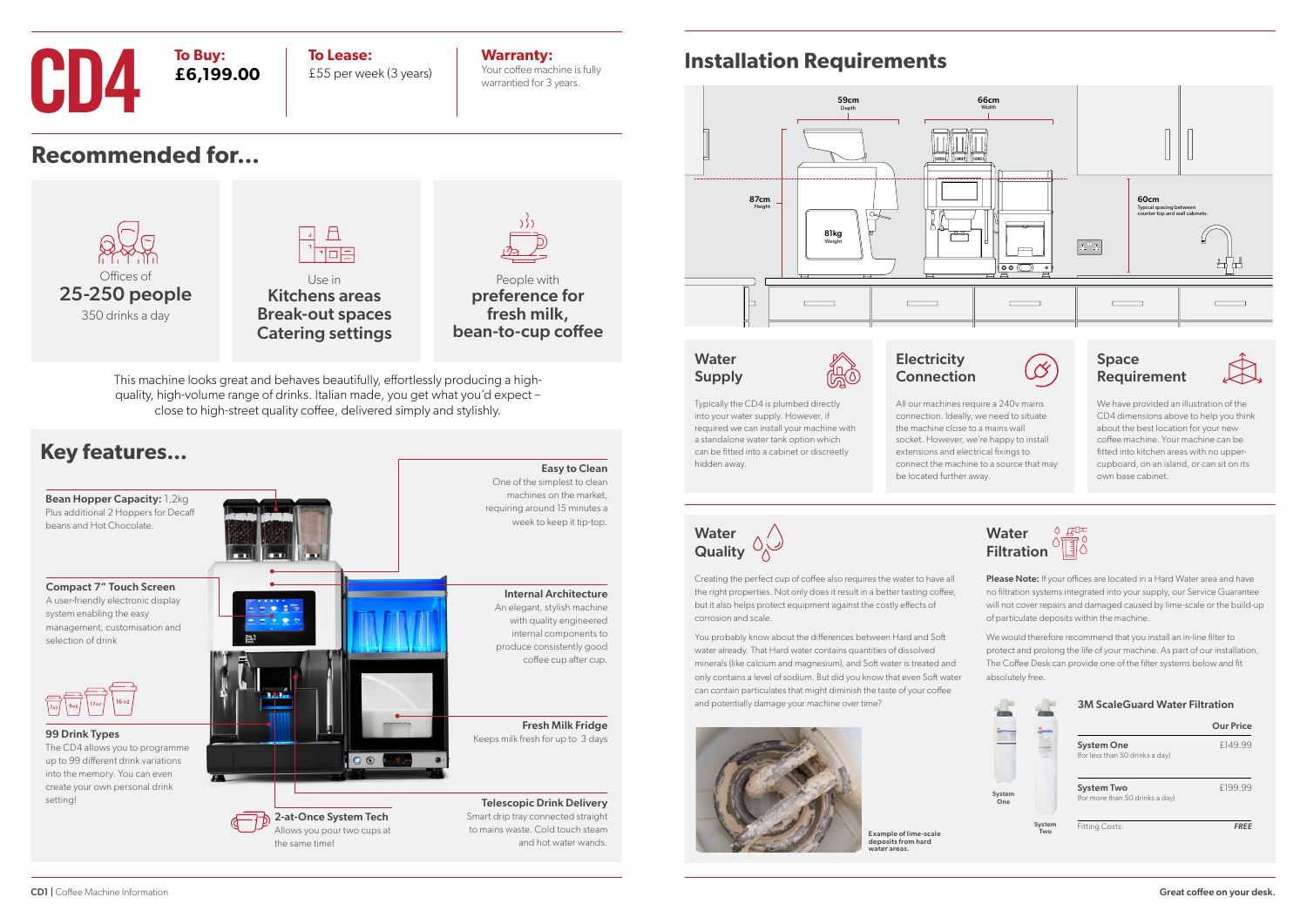# CD4

**To Buy:**
**£6,199.00**

**To Lease:**
£55 per week (3 years)

**Warranty:**
Your coffee machine is fully warrantied for 3 years.

## Recommended for...

Offices of
**25-250 people**
350 drinks a day

Use in
**Kitchens areas**
**Break-out spaces**
**Catering settings**

People with
**preference for fresh milk, bean-to-cup coffee**

This machine looks great and behaves beautifully, effortlessly producing a high-quality, high-volume range of drinks. Italian made, you get what you'd expect – close to high-street quality coffee, delivered simply and stylishly.

## Key features...

**Bean Hopper Capacity:** 1.2kg
Plus additional 2 Hoppers for Decaff beans and Hot Chocolate.

**Compact 7" Touch Screen**
A user-friendly electronic display system enabling the easy management, customisation and selection of drink

**99 Drink Types**
The CD4 allows you to programme up to 99 different drink variations into the memory. You can even create your own personal drink setting!

**2-at-Once System Tech**
Allows you pour two cups at the same time!

**Easy to Clean**
One of the simplest to clean machines on the market, requiring around 15 minutes a week to keep it tip-top.

**Internal Architecture**
An elegant, stylish machine with quality engineered internal components to produce consistently good coffee cup after cup.

**Fresh Milk Fridge**
Keeps milk fresh for up to 3 days

**Telescopic Drink Delivery**
Smart drip tray connected straight to mains waste. Cold touch steam and hot water wands.

## Installation Requirements

59cm Depth · 66cm Width · 87cm Height · 81kg Weight · 60cm Typical spacing between counter top and wall cabinets.

### Water Supply

Typically the CD4 is plumbed directly into your water supply. However, if required we can install your machine with a standalone water tank option which can be fitted into a cabinet or discreetly hidden away.

### Electricity Connection

All our machines require a 240v mains connection. Ideally, we need to situate the machine close to a mains wall socket. However, we're happy to install extensions and electrical fixings to connect the machine to a source that may be located further away.

### Space Requirement

We have provided an illustration of the CD4 dimensions above to help you think about the best location for your new coffee machine. Your machine can be fitted into kitchen areas with no upper-cupboard, on an island, or can sit on its own base cabinet.

### Water Quality

Creating the perfect cup of coffee also requires the water to have all the right properties. Not only does it result in a better tasting coffee, but it also helps protect equipment against the costly effects of corrosion and scale.

You probably know about the differences between Hard and Soft water already. That Hard water contains quantities of dissolved minerals (like calcium and magnesium), and Soft water is treated and only contains a level of sodium. But did you know that even Soft water can contain particulates that might diminish the taste of your coffee and potentially damage your machine over time?

Example of lime-scale deposits from hard water areas.

### Water Filtration

**Please Note:** If your offices are located in a Hard Water area and have no filtration systems integrated into your supply, our Service Guarantee will not cover repairs and damaged caused by lime-scale or the build-up of particulate deposits within the machine.

We would therefore recommend that you install an in-line filter to protect and prolong the life of your machine. As part of our installation, The Coffee Desk can provide one of the filter systems below and fit absolutely free.

**3M ScaleGuard Water Filtration**

| | Our Price |
|---|---|
| **System One** (for less than 50 drinks a day) | £149.99 |
| **System Two** (for more than 50 drinks a day) | £199.99 |
| Fitting Costs: | ***FREE*** |

System One · System Two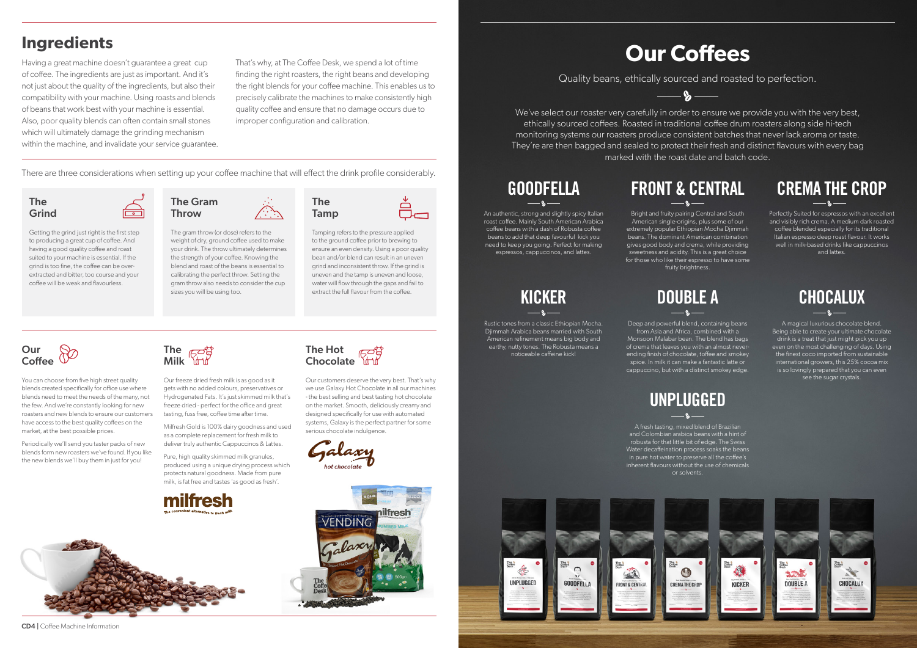## Ingredients

Having a great machine doesn't guarantee a great cup of coffee. The ingredients are just as important. And it's not just about the quality of the ingredients, but also their compatibility with your machine. Using roasts and blends of beans that work best with your machine is essential. Also, poor quality blends can often contain small stones which will ultimately damage the grinding mechanism within the machine, and invalidate your service guarantee.

That's why, at The Coffee Desk, we spend a lot of time finding the right roasters, the right beans and developing the right blends for your coffee machine. This enables us to precisely calibrate the machines to make consistently high quality coffee and ensure that no damage occurs due to improper configuration and calibration.

There are three considerations when setting up your coffee machine that will effect the drink profile considerably.

### The Grind

Getting the grind just right is the first step to producing a great cup of coffee. And having a good quality coffee and roast suited to your machine is essential. If the grind is too fine, the coffee can be over-extracted and bitter, too course and your coffee will be weak and flavourless.

### The Gram Throw

The gram throw (or dose) refers to the weight of dry, ground coffee used to make your drink. The throw ultimately determines the strength of your coffee. Knowing the blend and roast of the beans is essential to calibrating the perfect throw. Setting the gram throw also needs to consider the cup sizes you will be using too.

### The Tamp

Tamping refers to the pressure applied to the ground coffee prior to brewing to ensure an even density. Using a poor quality bean and/or blend can result in an uneven grind and inconsistent throw. If the grind is uneven and the tamp is uneven and loose, water will flow through the gaps and fail to extract the full flavour from the coffee.

### Our Coffee

You can choose from five high street quality blends created specifically for office use where blends need to meet the needs of the many, not the few. And we're constantly looking for new roasters and new blends to ensure our customers have access to the best quality coffees on the market, at the best possible prices.

Periodically we'll send you taster packs of new blends form new roasters we've found. If you like the new blends we'll buy them in just for you!

### The Milk

Our freeze dried fresh milk is as good as it gets with no added colours, preservatives or Hydrogenated Fats. It's just skimmed milk that's freeze dried - perfect for the office and great tasting, fuss free, coffee time after time.

Milfresh Gold is 100% dairy goodness and used as a complete replacement for fresh milk to deliver truly authentic Cappuccinos & Lattes.

Pure, high quality skimmed milk granules, produced using a unique drying process which protects natural goodness. Made from pure milk, is fat free and tastes 'as good as fresh'.

### The Hot Chocolate

Our customers deserve the very best. That's why we use Galaxy Hot Chocolate in all our machines - the best selling and best tasting hot chocolate on the market. Smooth, deliciously creamy and designed specifically for use with automated systems, Galaxy is the perfect partner for some serious chocolate indulgence.

CD4 | Coffee Machine Information

# Our Coffees

Quality beans, ethically sourced and roasted to perfection.

We've select our roaster very carefully in order to ensure we provide you with the very best, ethically sourced coffees. Roasted in traditional coffee drum roasters along side hi-tech monitoring systems our roasters produce consistent batches that never lack aroma or taste. They're are then bagged and sealed to protect their fresh and distinct flavours with every bag marked with the roast date and batch code.

### GOODFELLA

An authentic, strong and slightly spicy Italian roast coffee. Mainly South American Arabica coffee beans with a dash of Robusta coffee beans to add that deep favourful kick you need to keep you going. Perfect for making espressos, cappuccinos, and lattes.

### FRONT & CENTRAL

Bright and fruity pairing Central and South American single-origins, plus some of our extremely popular Ethiopian Mocha Djimmah beans. The dominant American combination gives good body and crema, while providing sweetness and acidity. This is a great choice for those who like their espresso to have some fruity brightness.

### CREMA THE CROP

Perfectly Suited for espressos with an excellent and visibly rich crema. A medium dark roasted coffee blended especially for its traditional Italian espresso deep roast flavour. It works well in milk-based drinks like cappuccinos and lattes.

### KICKER

Rustic tones from a classic Ethiopian Mocha. Djimmah Arabica beans married with South American refinement means big body and earthy, nutty tones. The Robusta means a noticeable caffeine kick!

### DOUBLE A

Deep and powerful blend, containing beans from Asia and Africa, combined with a Monsoon Malabar bean. The blend has bags of crema that leaves you with an almost never-ending finish of chocolate, toffee and smokey spice. In milk it can make a fantastic latte or cappuccino, but with a distinct smokey edge.

### CHOCALUX

A magical luxurious chocolate blend. Being able to create your ultimate chocolate drink is a treat that just might pick you up even on the most challenging of days. Using the finest coco imported from sustainable international growers, this 25% cocoa mix is so lovingly prepared that you can even see the sugar crystals.

### UNPLUGGED

A fresh tasting, mixed blend of Brazilian and Colombian arabica beans with a hint of robusta for that little bit of edge. The Swiss Water decaffeination process soaks the beans in pure hot water to preserve all the coffee's inherent flavours without the use of chemicals or solvents.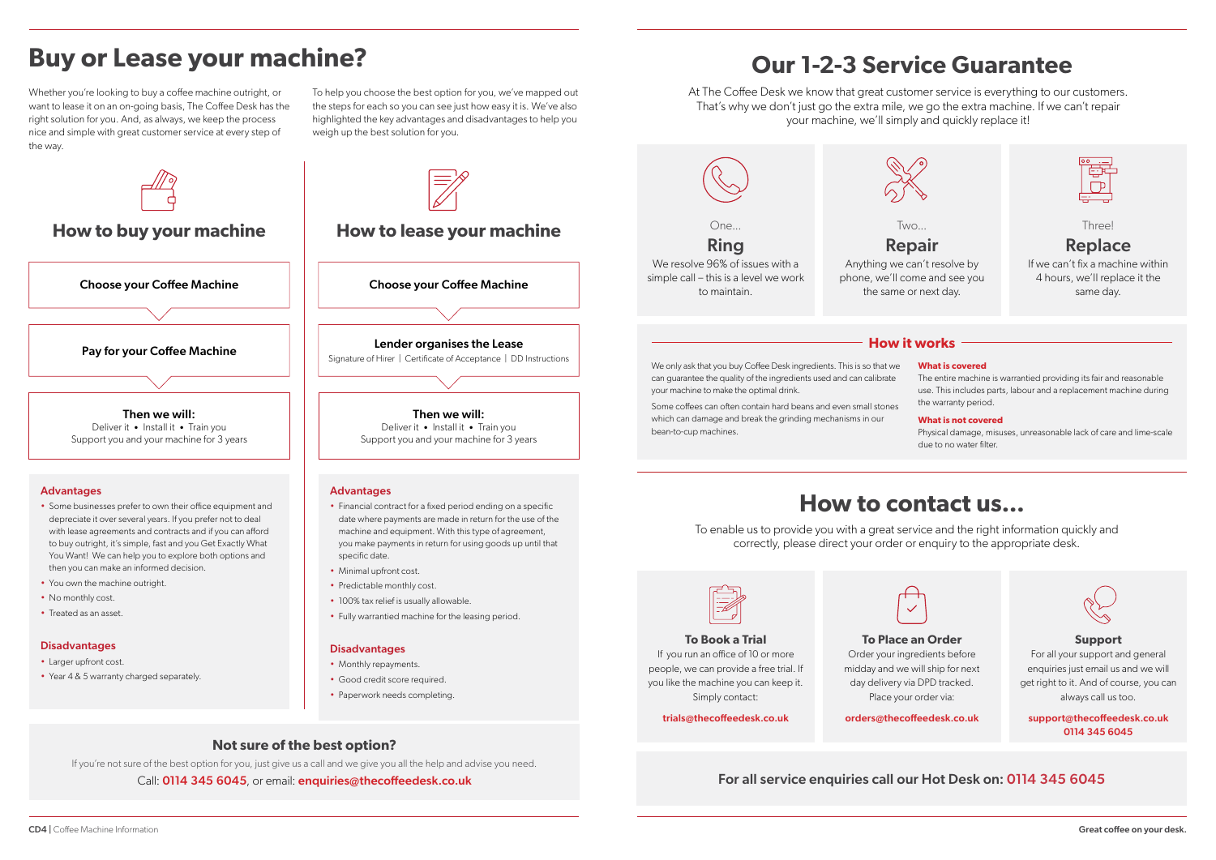# Buy or Lease your machine?

Whether you're looking to buy a coffee machine outright, or want to lease it on an on-going basis, The Coffee Desk has the right solution for you. And, as always, we keep the process nice and simple with great customer service at every step of the way.

To help you choose the best option for you, we've mapped out the steps for each so you can see just how easy it is. We've also highlighted the key advantages and disadvantages to help you weigh up the best solution for you.

## How to buy your machine

**Choose your Coffee Machine**

**Pay for your Coffee Machine**

**Then we will:**
Deliver it • Install it • Train you
Support you and your machine for 3 years

### Advantages

- Some businesses prefer to own their office equipment and depreciate it over several years. If you prefer not to deal with lease agreements and contracts and if you can afford to buy outright, it's simple, fast and you Get Exactly What You Want! We can help you to explore both options and then you can make an informed decision.
- You own the machine outright.
- No monthly cost.
- Treated as an asset.

### Disadvantages

- Larger upfront cost.
- Year 4 & 5 warranty charged separately.

## How to lease your machine

**Choose your Coffee Machine**

**Lender organises the Lease**
Signature of Hirer | Certificate of Acceptance | DD Instructions

**Then we will:**
Deliver it • Install it • Train you
Support you and your machine for 3 years

### Advantages

- Financial contract for a fixed period ending on a specific date where payments are made in return for the use of the machine and equipment. With this type of agreement, you make payments in return for using goods up until that specific date.
- Minimal upfront cost.
- Predictable monthly cost.
- 100% tax relief is usually allowable.
- Fully warrantied machine for the leasing period.

### Disadvantages

- Monthly repayments.
- Good credit score required.
- Paperwork needs completing.

### Not sure of the best option?

If you're not sure of the best option for you, just give us a call and we give you all the help and advise you need.

Call: 0114 345 6045, or email: enquiries@thecoffeedesk.co.uk

# Our 1-2-3 Service Guarantee

At The Coffee Desk we know that great customer service is everything to our customers. That's why we don't just go the extra mile, we go the extra machine. If we can't repair your machine, we'll simply and quickly replace it!

One...
**Ring**
We resolve 96% of issues with a simple call – this is a level we work to maintain.

Two...
**Repair**
Anything we can't resolve by phone, we'll come and see you the same or next day.

Three!
**Replace**
If we can't fix a machine within 4 hours, we'll replace it the same day.

## How it works

We only ask that you buy Coffee Desk ingredients. This is so that we can guarantee the quality of the ingredients used and can calibrate your machine to make the optimal drink.

Some coffees can often contain hard beans and even small stones which can damage and break the grinding mechanisms in our bean-to-cup machines.

**What is covered**
The entire machine is warrantied providing its fair and reasonable use. This includes parts, labour and a replacement machine during the warranty period.

**What is not covered**
Physical damage, misuses, unreasonable lack of care and lime-scale due to no water filter.

# How to contact us...

To enable us to provide you with a great service and the right information quickly and correctly, please direct your order or enquiry to the appropriate desk.

**To Book a Trial**
If you run an office of 10 or more people, we can provide a free trial. If you like the machine you can keep it. Simply contact:

trials@thecoffeedesk.co.uk

**To Place an Order**
Order your ingredients before midday and we will ship for next day delivery via DPD tracked. Place your order via:

orders@thecoffeedesk.co.uk

**Support**
For all your support and general enquiries just email us and we will get right to it. And of course, you can always call us too.

support@thecoffeedesk.co.uk
0114 345 6045

**For all service enquiries call our Hot Desk on: 0114 345 6045**